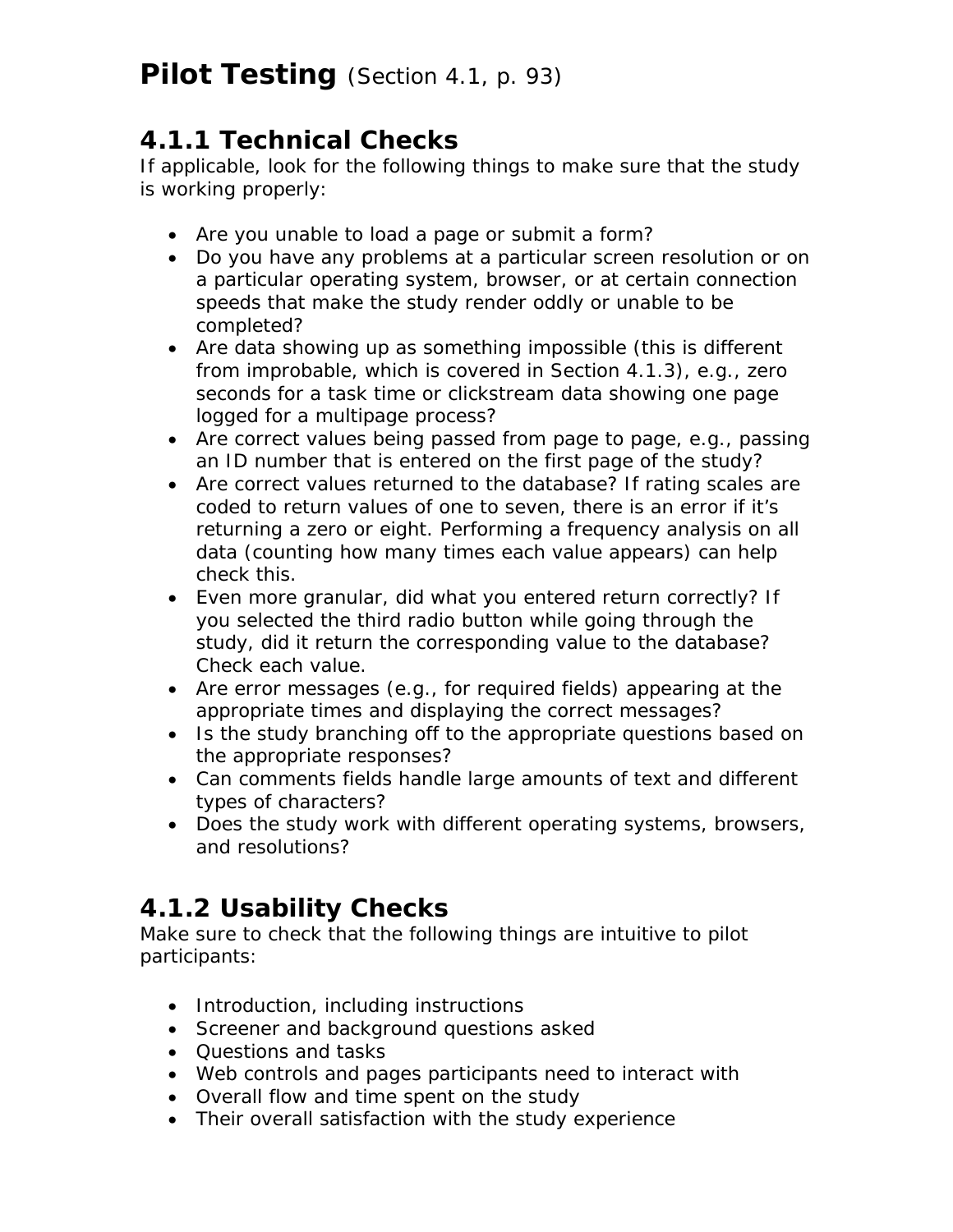# **Pilot Testing** (Section 4.1, p. 93)

## 4.1.1 Technical Checks

If applicable, look for the following things to make sure that the study is working properly:

- Are you unable to load a page or submit a form?
- Do you have any problems at a particular screen resolution or on a particular operating system, browser, or at certain connection speeds that make the study render oddly or unable to be completed?
- Are data showing up as something impossible (this is different from improbable, which is covered in Section 4.1.3), e.g., zero seconds for a task time or clickstream data showing one page logged for a multipage process?
- Are correct values being passed from page to page, e.g., passing an ID number that is entered on the first page of the study?
- Are correct values returned to the database? If rating scales are coded to return values of one to seven, there is an error if it's returning a zero or eight. Performing a frequency analysis on all data (counting how many times each value appears) can help check this.
- Even more granular, did what you entered return correctly? If you selected the third radio button while going through the study, did it return the corresponding value to the database? Check each value.
- Are error messages (e.g., for required fields) appearing at the appropriate times and displaying the correct messages?
- Is the study branching off to the appropriate questions based on the appropriate responses?
- Can comments fields handle large amounts of text and different types of characters?
- Does the study work with different operating systems, browsers, and resolutions?

## 4.1.2 Usability Checks

Make sure to check that the following things are intuitive to pilot participants:

- Introduction, including instructions
- Screener and background questions asked
- Questions and tasks
- Web controls and pages participants need to interact with
- Overall flow and time spent on the study
- Their overall satisfaction with the study experience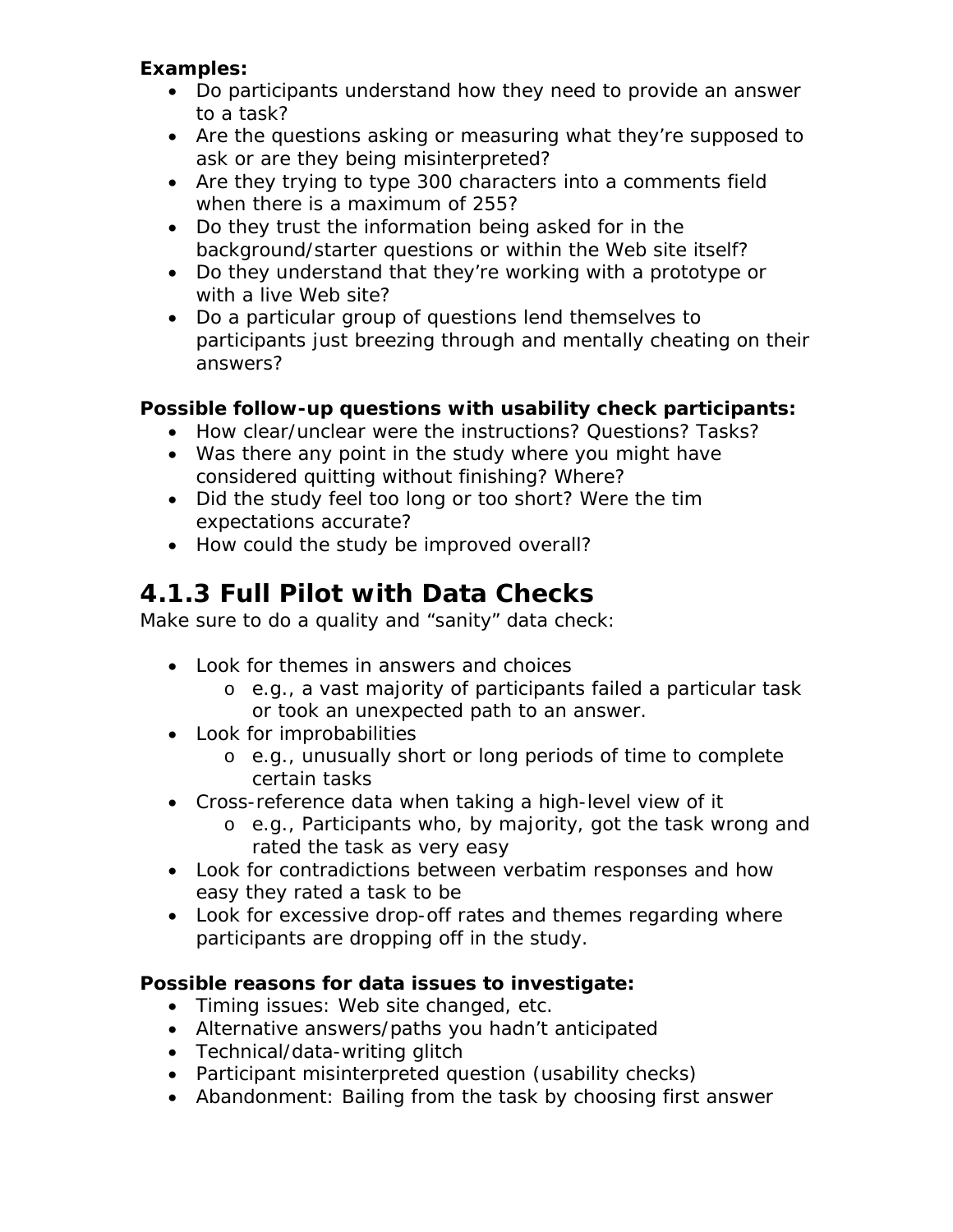**Examples:**

- Do participants understand how they need to provide an answer to a task?
- Are the questions asking or measuring what they're supposed to ask or are they being misinterpreted?
- Are they trying to type 300 characters into a comments field when there is a maximum of 255?
- Do they trust the information being asked for in the background/starter questions or within the Web site itself?
- Do they understand that they're working with a prototype or with a live Web site?
- Do a particular group of questions lend themselves to participants just breezing through and mentally cheating on their answers?

**Possible follow-up questions with usability check participants:**

- How clear/unclear were the instructions? Questions? Tasks?
- Was there any point in the study where you might have considered quitting without finishing? Where?
- Did the study feel too long or too short? Were the tim expectations accurate?
- How could the study be improved overall?

## 4.1.3 Full Pilot with Data Checks

Make sure to do a quality and "sanity" data check:

- Look for themes in answers and choices
  - e.g., a vast majority of participants failed a particular task or took an unexpected path to an answer.
- Look for improbabilities
  - e.g., unusually short or long periods of time to complete certain tasks
- Cross-reference data when taking a high-level view of it
  - e.g., Participants who, by majority, got the task wrong and rated the task as very easy
- Look for contradictions between verbatim responses and how easy they rated a task to be
- Look for excessive drop-off rates and themes regarding where participants are dropping off in the study.

**Possible reasons for data issues to investigate:**

- Timing issues: Web site changed, etc.
- Alternative answers/paths you hadn't anticipated
- Technical/data-writing glitch
- Participant misinterpreted question (usability checks)
- Abandonment: Bailing from the task by choosing first answer